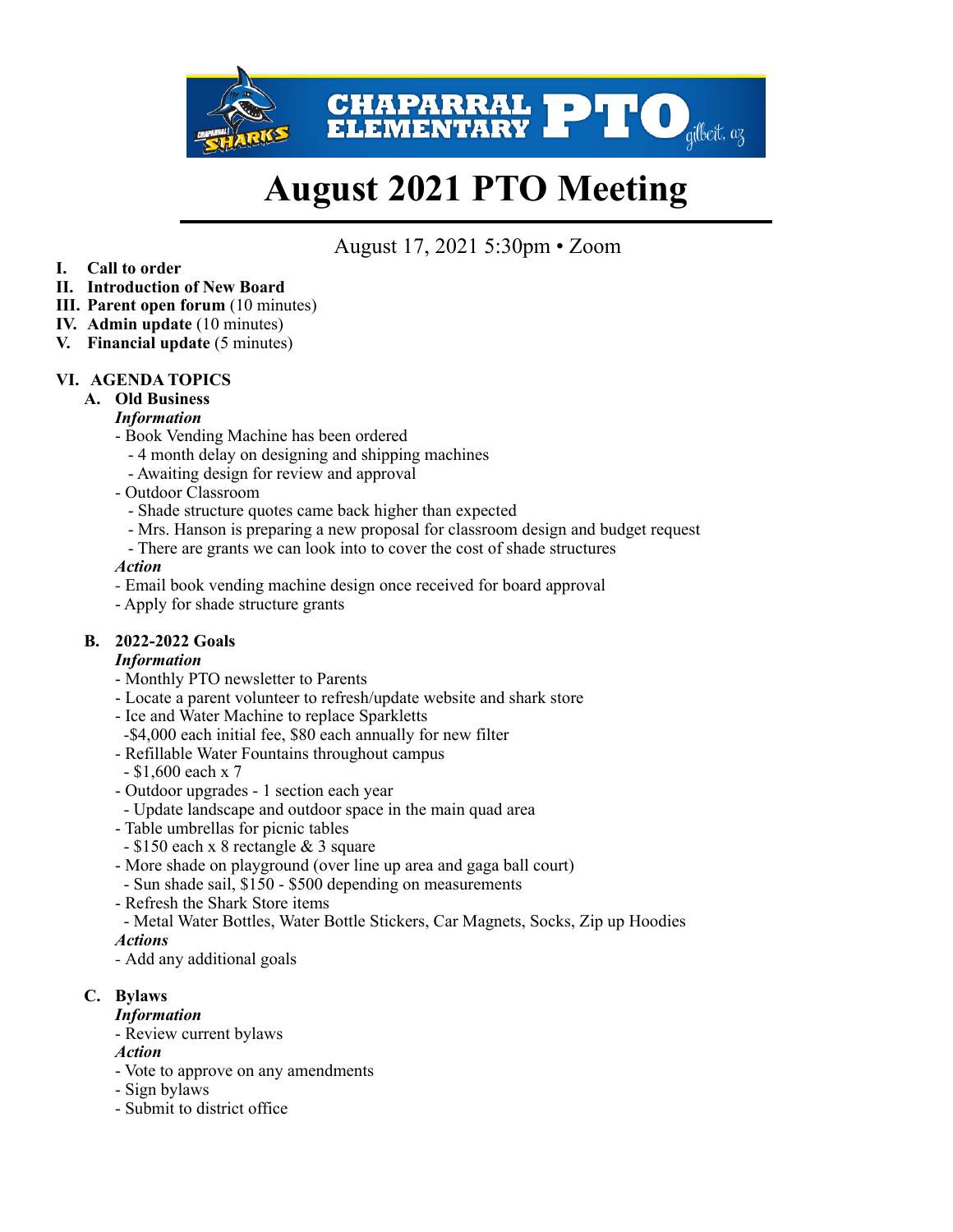# August 2021 PTO Meeting

August 17, 2021 5:30pm • Zoom

- I. **Call to order**
- II. **Introduction of New Board**
- III. **Parent open forum** (10 minutes)
- IV. **Admin update** (10 minutes)
- V. **Financial update** (5 minutes)

## VI. AGENDA TOPICS

### A. Old Business

***Information***

- Book Vending Machine has been ordered
  - 4 month delay on designing and shipping machines
  - Awaiting design for review and approval
- Outdoor Classroom
  - Shade structure quotes came back higher than expected
  - Mrs. Hanson is preparing a new proposal for classroom design and budget request
  - There are grants we can look into to cover the cost of shade structures

***Action***

- Email book vending machine design once received for board approval
- Apply for shade structure grants

### B. 2022-2022 Goals

***Information***

- Monthly PTO newsletter to Parents
- Locate a parent volunteer to refresh/update website and shark store
- Ice and Water Machine to replace Sparkletts
  - $4,000 each initial fee, $80 each annually for new filter
- Refillable Water Fountains throughout campus
  - $1,600 each x 7
- Outdoor upgrades - 1 section each year
  - Update landscape and outdoor space in the main quad area
- Table umbrellas for picnic tables
  - $150 each x 8 rectangle & 3 square
- More shade on playground (over line up area and gaga ball court)
  - Sun shade sail, $150 - $500 depending on measurements
- Refresh the Shark Store items
  - Metal Water Bottles, Water Bottle Stickers, Car Magnets, Socks, Zip up Hoodies

***Actions***

- Add any additional goals

### C. Bylaws

***Information***

- Review current bylaws

***Action***

- Vote to approve on any amendments
- Sign bylaws
- Submit to district office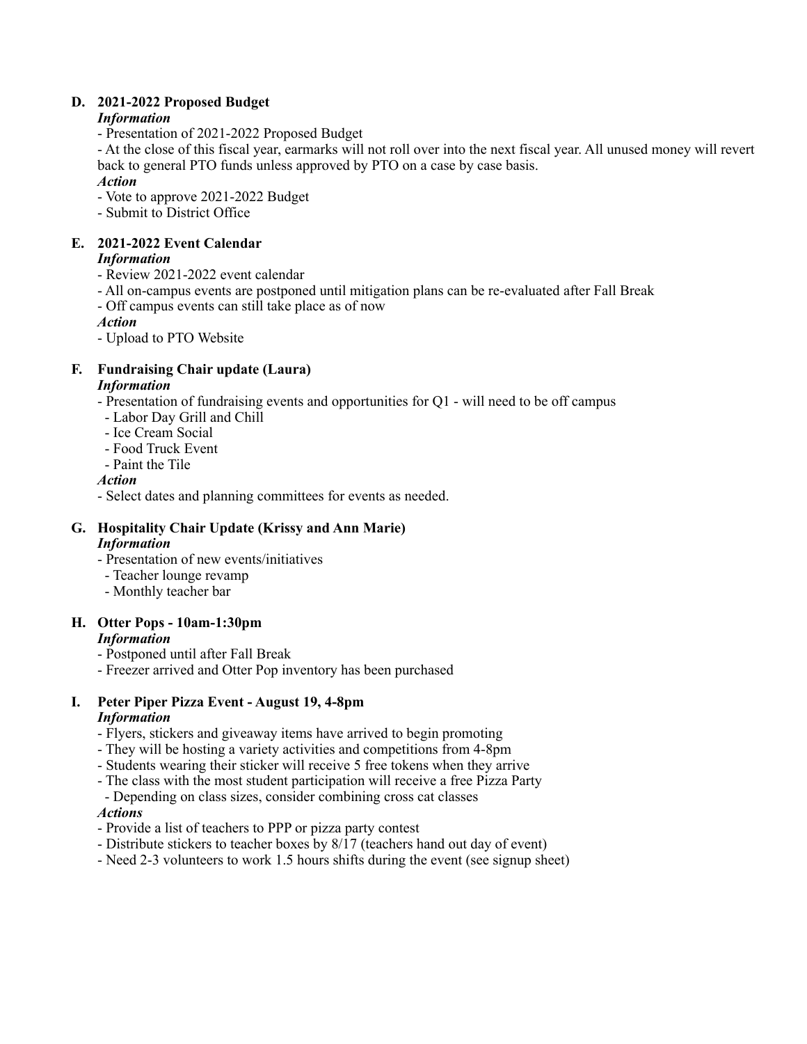**D. 2021-2022 Proposed Budget**

***Information***

- Presentation of 2021-2022 Proposed Budget
- At the close of this fiscal year, earmarks will not roll over into the next fiscal year. All unused money will revert back to general PTO funds unless approved by PTO on a case by case basis.

***Action***

- Vote to approve 2021-2022 Budget
- Submit to District Office

**E. 2021-2022 Event Calendar**

***Information***

- Review 2021-2022 event calendar
- All on-campus events are postponed until mitigation plans can be re-evaluated after Fall Break
- Off campus events can still take place as of now

***Action***

- Upload to PTO Website

**F. Fundraising Chair update (Laura)**

***Information***

- Presentation of fundraising events and opportunities for Q1 - will need to be off campus
  - Labor Day Grill and Chill
  - Ice Cream Social
  - Food Truck Event
  - Paint the Tile

***Action***

- Select dates and planning committees for events as needed.

**G. Hospitality Chair Update (Krissy and Ann Marie)**

***Information***

- Presentation of new events/initiatives
  - Teacher lounge revamp
  - Monthly teacher bar

**H. Otter Pops - 10am-1:30pm**

***Information***

- Postponed until after Fall Break
- Freezer arrived and Otter Pop inventory has been purchased

**I. Peter Piper Pizza Event - August 19, 4-8pm**

***Information***

- Flyers, stickers and giveaway items have arrived to begin promoting
- They will be hosting a variety activities and competitions from 4-8pm
- Students wearing their sticker will receive 5 free tokens when they arrive
- The class with the most student participation will receive a free Pizza Party
  - Depending on class sizes, consider combining cross cat classes

***Actions***

- Provide a list of teachers to PPP or pizza party contest
- Distribute stickers to teacher boxes by 8/17 (teachers hand out day of event)
- Need 2-3 volunteers to work 1.5 hours shifts during the event (see signup sheet)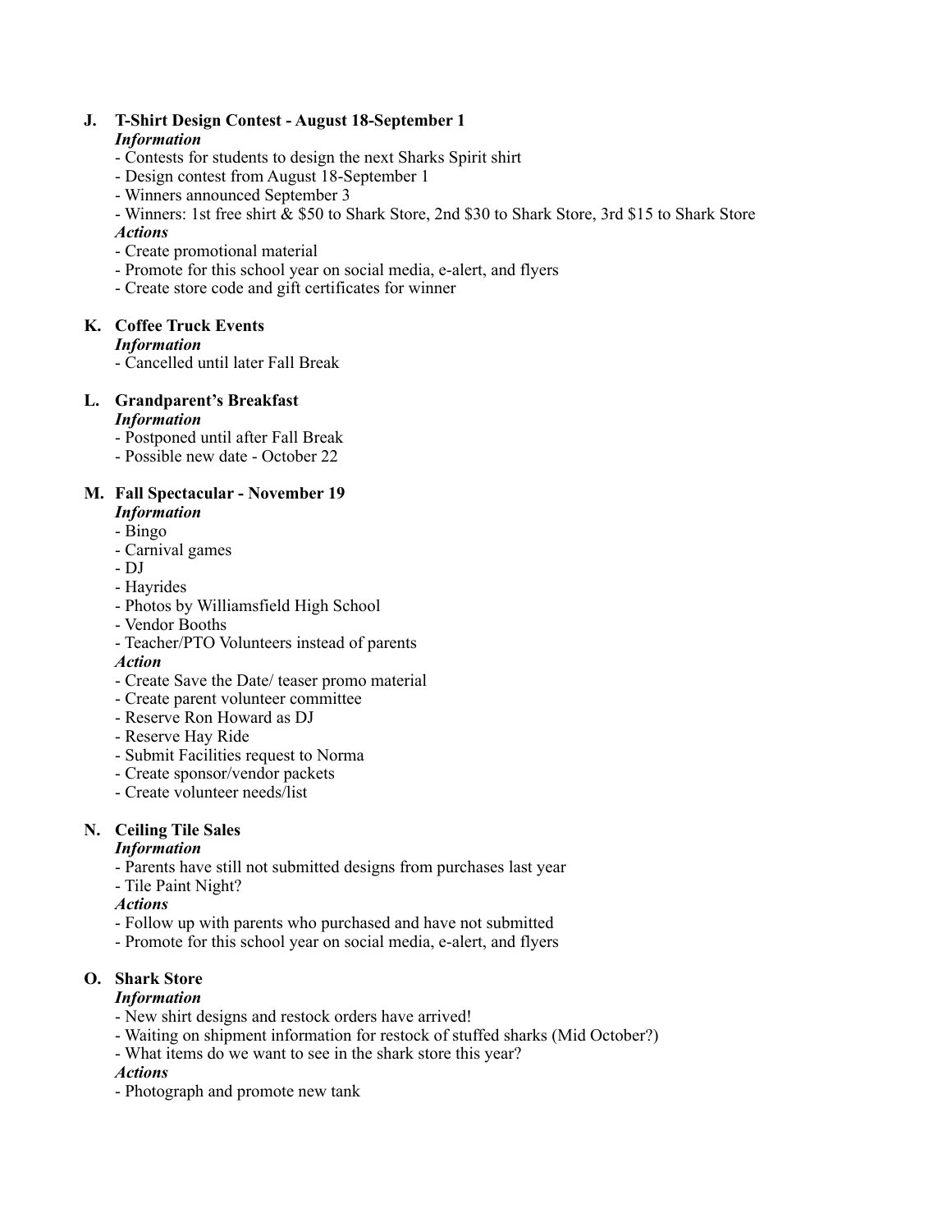**J. T-Shirt Design Contest - August 18-September 1**

***Information***

- Contests for students to design the next Sharks Spirit shirt
- Design contest from August 18-September 1
- Winners announced September 3
- Winners: 1st free shirt & $50 to Shark Store, 2nd $30 to Shark Store, 3rd $15 to Shark Store

***Actions***

- Create promotional material
- Promote for this school year on social media, e-alert, and flyers
- Create store code and gift certificates for winner

**K. Coffee Truck Events**

***Information***

- Cancelled until later Fall Break

**L. Grandparent's Breakfast**

***Information***

- Postponed until after Fall Break
- Possible new date - October 22

**M. Fall Spectacular - November 19**

***Information***

- Bingo
- Carnival games
- DJ
- Hayrides
- Photos by Williamsfield High School
- Vendor Booths
- Teacher/PTO Volunteers instead of parents

***Action***

- Create Save the Date/ teaser promo material
- Create parent volunteer committee
- Reserve Ron Howard as DJ
- Reserve Hay Ride
- Submit Facilities request to Norma
- Create sponsor/vendor packets
- Create volunteer needs/list

**N. Ceiling Tile Sales**

***Information***

- Parents have still not submitted designs from purchases last year
- Tile Paint Night?

***Actions***

- Follow up with parents who purchased and have not submitted
- Promote for this school year on social media, e-alert, and flyers

**O. Shark Store**

***Information***

- New shirt designs and restock orders have arrived!
- Waiting on shipment information for restock of stuffed sharks (Mid October?)
- What items do we want to see in the shark store this year?

***Actions***

- Photograph and promote new tank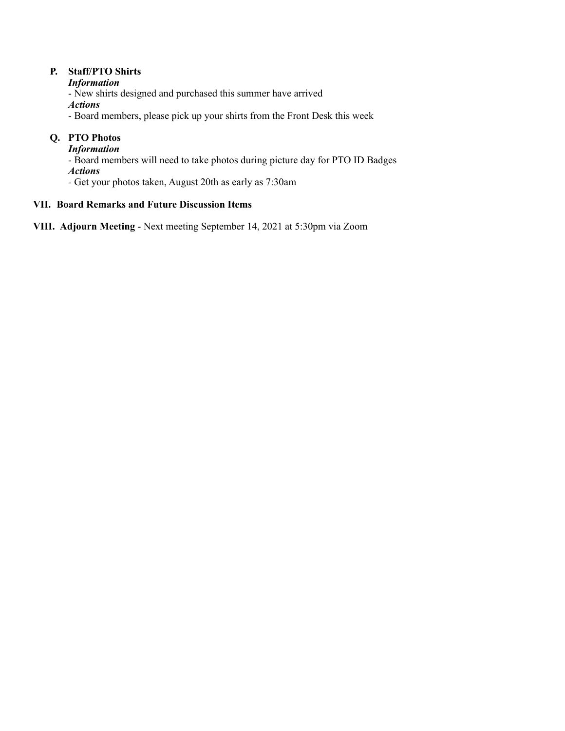**P. Staff/PTO Shirts**

***Information***

- New shirts designed and purchased this summer have arrived

***Actions***

- Board members, please pick up your shirts from the Front Desk this week

**Q. PTO Photos**

***Information***

- Board members will need to take photos during picture day for PTO ID Badges

***Actions***

- Get your photos taken, August 20th as early as 7:30am

**VII. Board Remarks and Future Discussion Items**

**VIII. Adjourn Meeting** - Next meeting September 14, 2021 at 5:30pm via Zoom